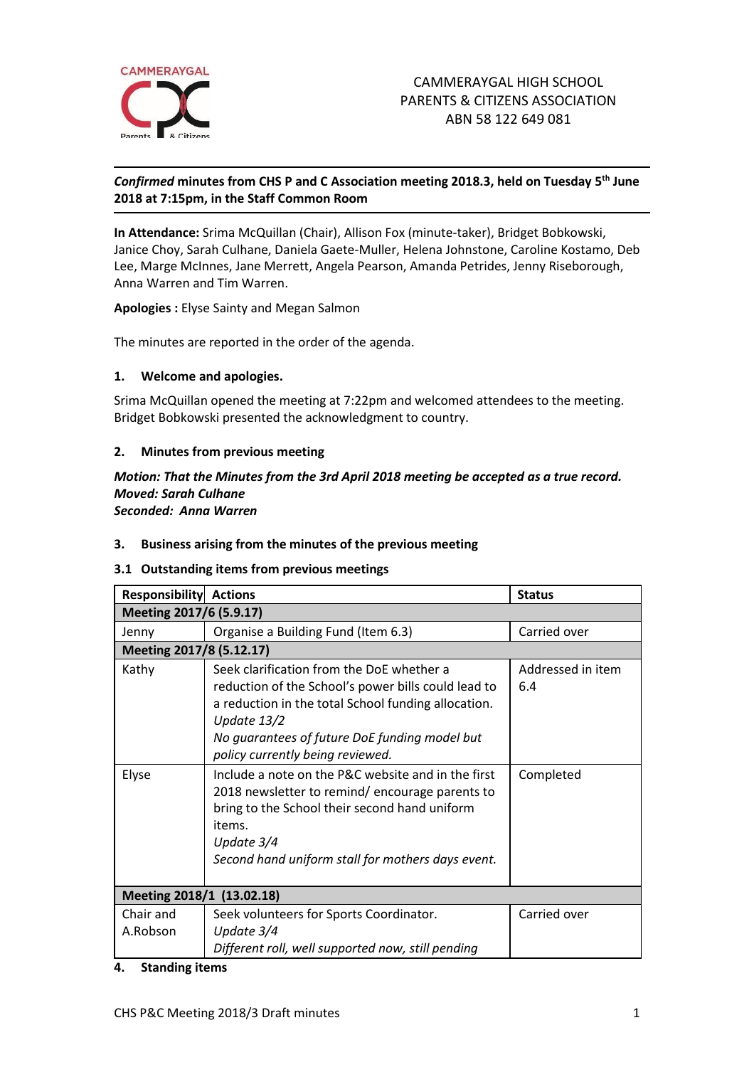CAMMERAYGAL HIGH SCHOOL
PARENTS & CITIZENS ASSOCIATION
ABN 58 122 649 081

***Confirmed* minutes from CHS P and C Association meeting 2018.3, held on Tuesday 5th June 2018 at 7:15pm, in the Staff Common Room**

**In Attendance:** Srima McQuillan (Chair), Allison Fox (minute-taker), Bridget Bobkowski, Janice Choy, Sarah Culhane, Daniela Gaete-Muller, Helena Johnstone, Caroline Kostamo, Deb Lee, Marge McInnes, Jane Merrett, Angela Pearson, Amanda Petrides, Jenny Riseborough, Anna Warren and Tim Warren.

**Apologies :** Elyse Sainty and Megan Salmon

The minutes are reported in the order of the agenda.

## 1. Welcome and apologies.

Srima McQuillan opened the meeting at 7:22pm and welcomed attendees to the meeting. Bridget Bobkowski presented the acknowledgment to country.

## 2. Minutes from previous meeting

***Motion: That the Minutes from the 3rd April 2018 meeting be accepted as a true record.***
***Moved: Sarah Culhane***
***Seconded: Anna Warren***

## 3. Business arising from the minutes of the previous meeting

### 3.1 Outstanding items from previous meetings

| Responsibility | Actions | Status |
|---|---|---|
| **Meeting 2017/6 (5.9.17)** | | |
| Jenny | Organise a Building Fund (Item 6.3) | Carried over |
| **Meeting 2017/8 (5.12.17)** | | |
| Kathy | Seek clarification from the DoE whether a reduction of the School's power bills could lead to a reduction in the total School funding allocation. *Update 13/2* *No guarantees of future DoE funding model but policy currently being reviewed.* | Addressed in item 6.4 |
| Elyse | Include a note on the P&C website and in the first 2018 newsletter to remind/ encourage parents to bring to the School their second hand uniform items. *Update 3/4* *Second hand uniform stall for mothers days event.* | Completed |
| **Meeting 2018/1 (13.02.18)** | | |
| Chair and A.Robson | Seek volunteers for Sports Coordinator. *Update 3/4* *Different roll, well supported now, still pending* | Carried over |

## 4. Standing items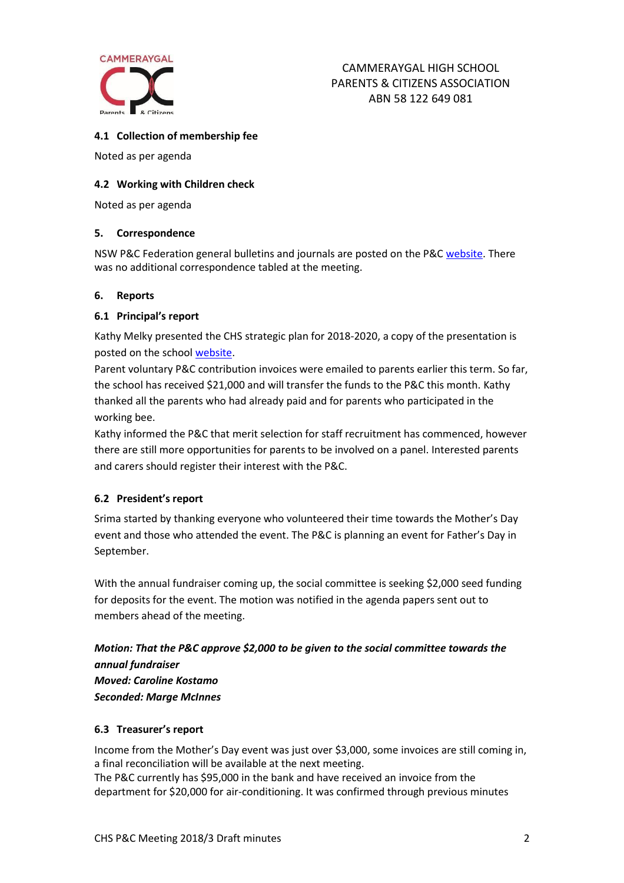### 4.1 Collection of membership fee

Noted as per agenda

### 4.2 Working with Children check

Noted as per agenda

## 5. Correspondence

NSW P&C Federation general bulletins and journals are posted on the P&C website. There was no additional correspondence tabled at the meeting.

## 6. Reports

### 6.1 Principal's report

Kathy Melky presented the CHS strategic plan for 2018-2020, a copy of the presentation is posted on the school website.

Parent voluntary P&C contribution invoices were emailed to parents earlier this term. So far, the school has received $21,000 and will transfer the funds to the P&C this month. Kathy thanked all the parents who had already paid and for parents who participated in the working bee.

Kathy informed the P&C that merit selection for staff recruitment has commenced, however there are still more opportunities for parents to be involved on a panel. Interested parents and carers should register their interest with the P&C.

### 6.2 President's report

Srima started by thanking everyone who volunteered their time towards the Mother's Day event and those who attended the event. The P&C is planning an event for Father's Day in September.

With the annual fundraiser coming up, the social committee is seeking $2,000 seed funding for deposits for the event. The motion was notified in the agenda papers sent out to members ahead of the meeting.

***Motion: That the P&C approve $2,000 to be given to the social committee towards the annual fundraiser***
***Moved: Caroline Kostamo***
***Seconded: Marge McInnes***

### 6.3 Treasurer's report

Income from the Mother's Day event was just over $3,000, some invoices are still coming in, a final reconciliation will be available at the next meeting.

The P&C currently has $95,000 in the bank and have received an invoice from the department for $20,000 for air-conditioning. It was confirmed through previous minutes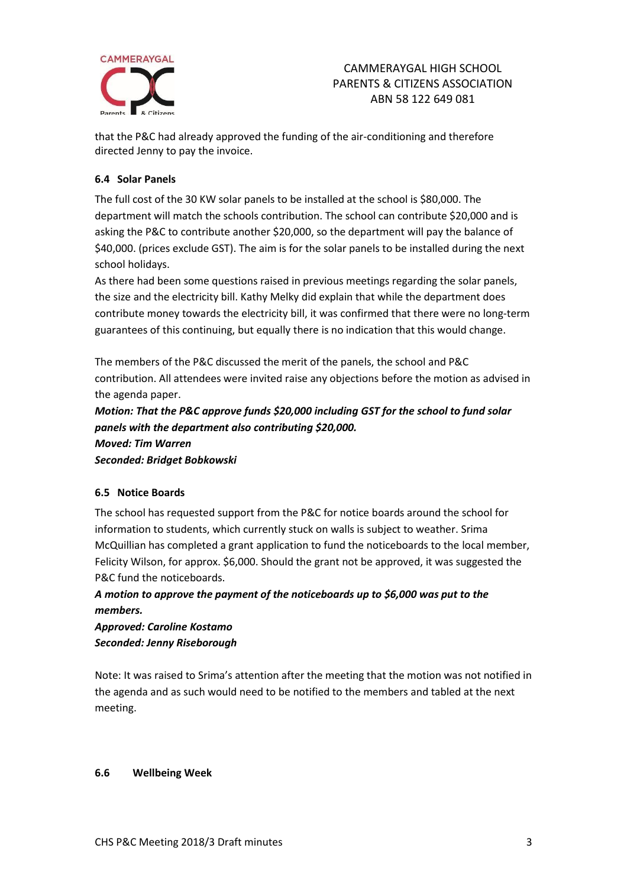that the P&C had already approved the funding of the air-conditioning and therefore directed Jenny to pay the invoice.

### 6.4 Solar Panels

The full cost of the 30 KW solar panels to be installed at the school is $80,000. The department will match the schools contribution. The school can contribute $20,000 and is asking the P&C to contribute another $20,000, so the department will pay the balance of $40,000. (prices exclude GST). The aim is for the solar panels to be installed during the next school holidays.

As there had been some questions raised in previous meetings regarding the solar panels, the size and the electricity bill. Kathy Melky did explain that while the department does contribute money towards the electricity bill, it was confirmed that there were no long-term guarantees of this continuing, but equally there is no indication that this would change.

The members of the P&C discussed the merit of the panels, the school and P&C contribution. All attendees were invited raise any objections before the motion as advised in the agenda paper.

***Motion: That the P&C approve funds $20,000 including GST for the school to fund solar panels with the department also contributing $20,000.***
***Moved: Tim Warren***
***Seconded: Bridget Bobkowski***

### 6.5 Notice Boards

The school has requested support from the P&C for notice boards around the school for information to students, which currently stuck on walls is subject to weather. Srima McQuillian has completed a grant application to fund the noticeboards to the local member, Felicity Wilson, for approx. $6,000. Should the grant not be approved, it was suggested the P&C fund the noticeboards.

***A motion to approve the payment of the noticeboards up to $6,000 was put to the members.***
***Approved: Caroline Kostamo***
***Seconded: Jenny Riseborough***

Note: It was raised to Srima's attention after the meeting that the motion was not notified in the agenda and as such would need to be notified to the members and tabled at the next meeting.

### 6.6 Wellbeing Week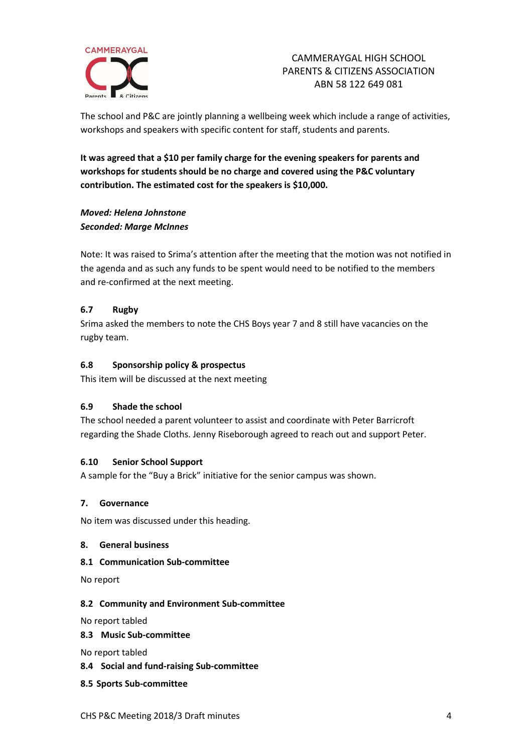The school and P&C are jointly planning a wellbeing week which include a range of activities, workshops and speakers with specific content for staff, students and parents.

**It was agreed that a $10 per family charge for the evening speakers for parents and workshops for students should be no charge and covered using the P&C voluntary contribution. The estimated cost for the speakers is $10,000.**

***Moved: Helena Johnstone***
***Seconded: Marge McInnes***

Note: It was raised to Srima's attention after the meeting that the motion was not notified in the agenda and as such any funds to be spent would need to be notified to the members and re-confirmed at the next meeting.

### 6.7 Rugby

Srima asked the members to note the CHS Boys year 7 and 8 still have vacancies on the rugby team.

### 6.8 Sponsorship policy & prospectus

This item will be discussed at the next meeting

### 6.9 Shade the school

The school needed a parent volunteer to assist and coordinate with Peter Barricroft regarding the Shade Cloths. Jenny Riseborough agreed to reach out and support Peter.

### 6.10 Senior School Support

A sample for the "Buy a Brick" initiative for the senior campus was shown.

## 7. Governance

No item was discussed under this heading.

## 8. General business

### 8.1 Communication Sub-committee

No report

### 8.2 Community and Environment Sub-committee

No report tabled

### 8.3 Music Sub-committee

No report tabled

### 8.4 Social and fund-raising Sub-committee

### 8.5 Sports Sub-committee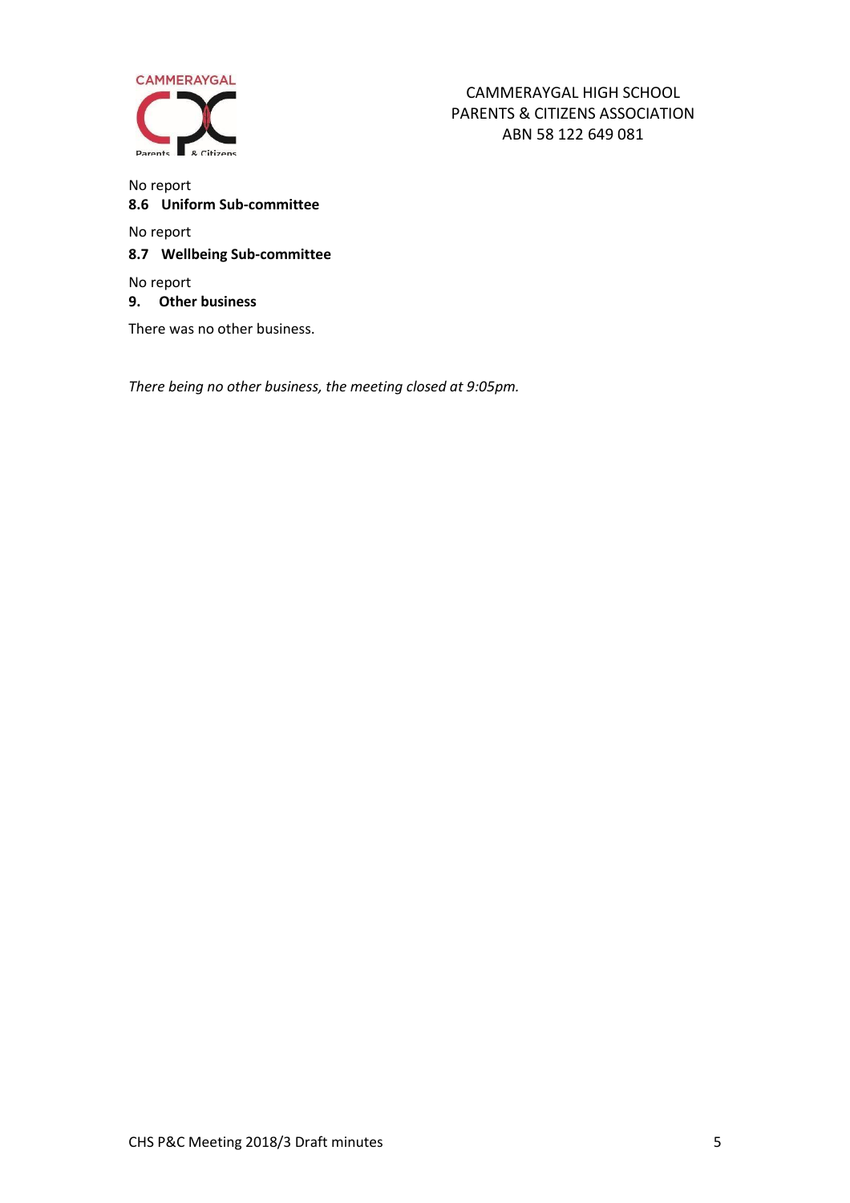No report

**8.6 Uniform Sub-committee**

No report

**8.7 Wellbeing Sub-committee**

No report

**9. Other business**

There was no other business.

*There being no other business, the meeting closed at 9:05pm.*